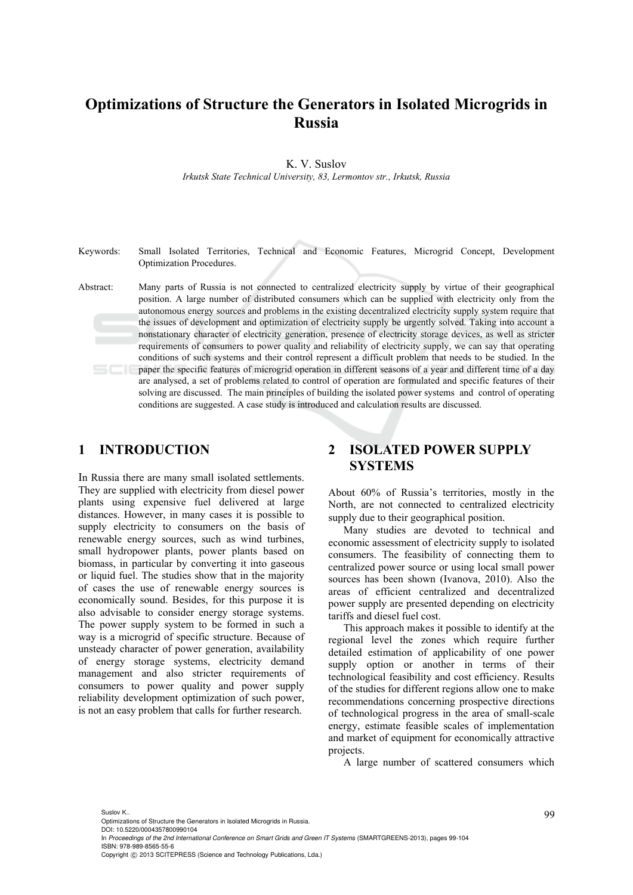# Optimizations of Structure the Generators in Isolated Microgrids in Russia

K. V. Suslov

*Irkutsk State Technical University, 83, Lermontov str., Irkutsk, Russia*

Keywords: Small Isolated Territories, Technical and Economic Features, Microgrid Concept, Development Optimization Procedures.

Abstract: Many parts of Russia is not connected to centralized electricity supply by virtue of their geographical position. A large number of distributed consumers which can be supplied with electricity only from the autonomous energy sources and problems in the existing decentralized electricity supply system require that the issues of development and optimization of electricity supply be urgently solved. Taking into account a nonstationary character of electricity generation, presence of electricity storage devices, as well as stricter requirements of consumers to power quality and reliability of electricity supply, we can say that operating conditions of such systems and their control represent a difficult problem that needs to be studied. In the paper the specific features of microgrid operation in different seasons of a year and different time of a day are analysed, a set of problems related to control of operation are formulated and specific features of their solving are discussed. The main principles of building the isolated power systems and control of operating conditions are suggested. A case study is introduced and calculation results are discussed.

## 1 INTRODUCTION

In Russia there are many small isolated settlements. They are supplied with electricity from diesel power plants using expensive fuel delivered at large distances. However, in many cases it is possible to supply electricity to consumers on the basis of renewable energy sources, such as wind turbines, small hydropower plants, power plants based on biomass, in particular by converting it into gaseous or liquid fuel. The studies show that in the majority of cases the use of renewable energy sources is economically sound. Besides, for this purpose it is also advisable to consider energy storage systems. The power supply system to be formed in such a way is a microgrid of specific structure. Because of unsteady character of power generation, availability of energy storage systems, electricity demand management and also stricter requirements of consumers to power quality and power supply reliability development optimization of such power, is not an easy problem that calls for further research.

## 2 ISOLATED POWER SUPPLY SYSTEMS

About 60% of Russia's territories, mostly in the North, are not connected to centralized electricity supply due to their geographical position.

Many studies are devoted to technical and economic assessment of electricity supply to isolated consumers. The feasibility of connecting them to centralized power source or using local small power sources has been shown (Ivanova, 2010). Also the areas of efficient centralized and decentralized power supply are presented depending on electricity tariffs and diesel fuel cost.

This approach makes it possible to identify at the regional level the zones which require further detailed estimation of applicability of one power supply option or another in terms of their technological feasibility and cost efficiency. Results of the studies for different regions allow one to make recommendations concerning prospective directions of technological progress in the area of small-scale energy, estimate feasible scales of implementation and market of equipment for economically attractive projects.

A large number of scattered consumers which

Suslov K..
Optimizations of Structure the Generators in Isolated Microgrids in Russia.
DOI: 10.5220/0004357800990104
In *Proceedings of the 2nd International Conference on Smart Grids and Green IT Systems* (SMARTGREENS-2013), pages 99-104
ISBN: 978-989-8565-55-6
Copyright © 2013 SCITEPRESS (Science and Technology Publications, Lda.)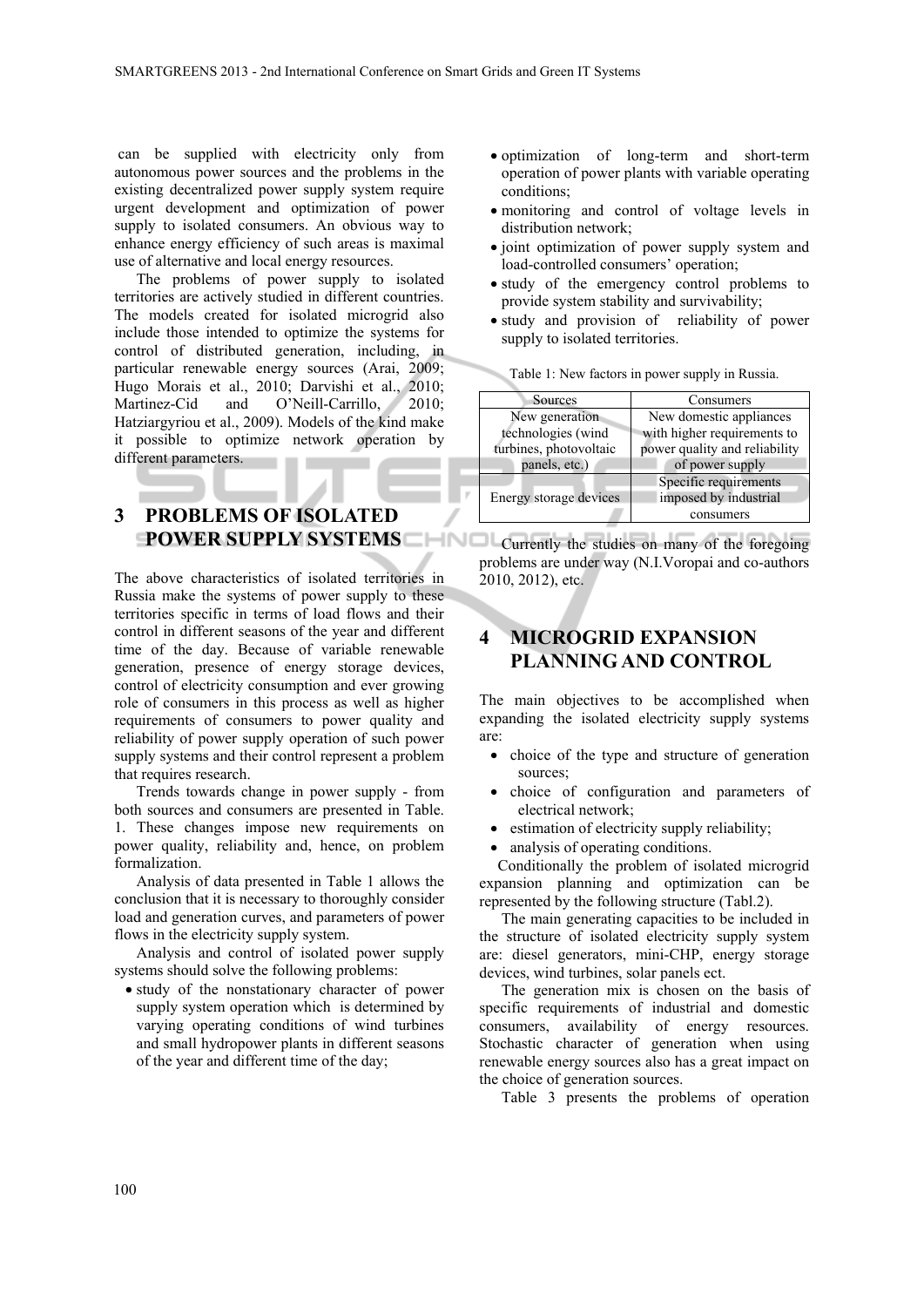can be supplied with electricity only from autonomous power sources and the problems in the existing decentralized power supply system require urgent development and optimization of power supply to isolated consumers. An obvious way to enhance energy efficiency of such areas is maximal use of alternative and local energy resources.

The problems of power supply to isolated territories are actively studied in different countries. The models created for isolated microgrid also include those intended to optimize the systems for control of distributed generation, including, in particular renewable energy sources (Arai, 2009; Hugo Morais et al., 2010; Darvishi et al., 2010; Martinez-Cid and O'Neill-Carrillo, 2010; Hatziargyriou et al., 2009). Models of the kind make it possible to optimize network operation by different parameters.

## 3 PROBLEMS OF ISOLATED POWER SUPPLY SYSTEMS

The above characteristics of isolated territories in Russia make the systems of power supply to these territories specific in terms of load flows and their control in different seasons of the year and different time of the day. Because of variable renewable generation, presence of energy storage devices, control of electricity consumption and ever growing role of consumers in this process as well as higher requirements of consumers to power quality and reliability of power supply operation of such power supply systems and their control represent a problem that requires research.

Trends towards change in power supply - from both sources and consumers are presented in Table. 1. These changes impose new requirements on power quality, reliability and, hence, on problem formalization.

Analysis of data presented in Table 1 allows the conclusion that it is necessary to thoroughly consider load and generation curves, and parameters of power flows in the electricity supply system.

Analysis and control of isolated power supply systems should solve the following problems:

- study of the nonstationary character of power supply system operation which is determined by varying operating conditions of wind turbines and small hydropower plants in different seasons of the year and different time of the day;
- optimization of long-term and short-term operation of power plants with variable operating conditions;
- monitoring and control of voltage levels in distribution network;
- joint optimization of power supply system and load-controlled consumers' operation;
- study of the emergency control problems to provide system stability and survivability;
- study and provision of reliability of power supply to isolated territories.

Table 1: New factors in power supply in Russia.

| Sources | Consumers |
|---|---|
| New generation technologies (wind turbines, photovoltaic panels, etc.) | New domestic appliances with higher requirements to power quality and reliability of power supply |
| Energy storage devices | Specific requirements imposed by industrial consumers |

Currently the studies on many of the foregoing problems are under way (N.I.Voropai and co-authors 2010, 2012), etc.

## 4 MICROGRID EXPANSION PLANNING AND CONTROL

The main objectives to be accomplished when expanding the isolated electricity supply systems are:

- choice of the type and structure of generation sources;
- choice of configuration and parameters of electrical network;
- estimation of electricity supply reliability;
- analysis of operating conditions.

Conditionally the problem of isolated microgrid expansion planning and optimization can be represented by the following structure (Tabl.2).

The main generating capacities to be included in the structure of isolated electricity supply system are: diesel generators, mini-CHP, energy storage devices, wind turbines, solar panels ect.

The generation mix is chosen on the basis of specific requirements of industrial and domestic consumers, availability of energy resources. Stochastic character of generation when using renewable energy sources also has a great impact on the choice of generation sources.

Table 3 presents the problems of operation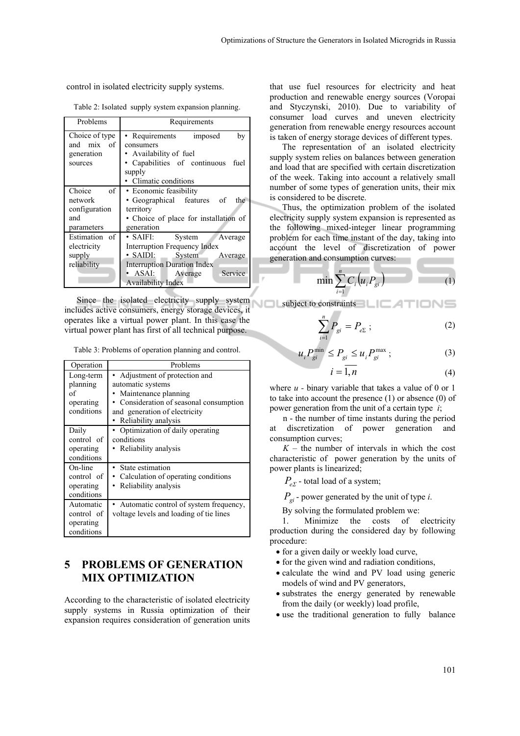control in isolated electricity supply systems.

Table 2: Isolated supply system expansion planning.

| Problems | Requirements |
|---|---|
| Choice of type and mix of generation sources | • Requirements imposed by consumers<br>• Availability of fuel<br>• Capabilities of continuous fuel supply<br>• Climatic conditions |
| Choice of network configuration and parameters | • Economic feasibility<br>• Geographical features of the territory<br>• Choice of place for installation of generation |
| Estimation of electricity supply reliability | • SAIFI: System Average Interruption Frequency Index<br>• SAIDI: System Average Interruption Duration Index<br>• ASAI: Average Service Availability Index |

Since the isolated electricity supply system includes active consumers, energy storage devices, it operates like a virtual power plant. In this case the virtual power plant has first of all technical purpose.

Table 3: Problems of operation planning and control.

| Operation | Problems |
|---|---|
| Long-term planning of operating conditions | • Adjustment of protection and automatic systems<br>• Maintenance planning<br>• Consideration of seasonal consumption and generation of electricity<br>• Reliability analysis |
| Daily control of operating conditions | • Optimization of daily operating conditions<br>• Reliability analysis |
| On-line control of operating conditions | • State estimation<br>• Calculation of operating conditions<br>• Reliability analysis |
| Automatic control of operating conditions | • Automatic control of system frequency, voltage levels and loading of tie lines |

## 5 PROBLEMS OF GENERATION MIX OPTIMIZATION

According to the characteristic of isolated electricity supply systems in Russia optimization of their expansion requires consideration of generation units that use fuel resources for electricity and heat production and renewable energy sources (Voropai and Styczynski, 2010). Due to variability of consumer load curves and uneven electricity generation from renewable energy resources account is taken of energy storage devices of different types.

The representation of an isolated electricity supply system relies on balances between generation and load that are specified with certain discretization of the week. Taking into account a relatively small number of some types of generation units, their mix is considered to be discrete.

Thus, the optimization problem of the isolated electricity supply system expansion is represented as the following mixed-integer linear programming problem for each time instant of the day, taking into account the level of discretization of power generation and consumption curves:

$$\min \sum_{i=1}^{n} C_i \left( u_i P_{gi} \right) \tag{1}$$

subject to constraints

$$\sum_{i=1}^{n} P_{gi} = P_{e\Sigma} \; ; \tag{2}$$

$$u_i P_{gi}^{\min} \le P_{gi} \le u_i P_{gi}^{\max} \; ; \tag{3}$$

$$i = \overline{1, n} \tag{4}$$

where $u$ - binary variable that takes a value of 0 or 1 to take into account the presence (1) or absence (0) of power generation from the unit of a certain type $i$;

n - the number of time instants during the period at discretization of power generation and consumption curves;

$K$ – the number of intervals in which the cost characteristic of power generation by the units of power plants is linearized;

$P_{e\Sigma}$ - total load of a system;

$P_{gi}$ - power generated by the unit of type $i$.

By solving the formulated problem we:

1. Minimize the costs of electricity production during the considered day by following procedure:

- for a given daily or weekly load curve,
- for the given wind and radiation conditions,
- calculate the wind and PV load using generic models of wind and PV generators,
- substrates the energy generated by renewable from the daily (or weekly) load profile,
- use the traditional generation to fully balance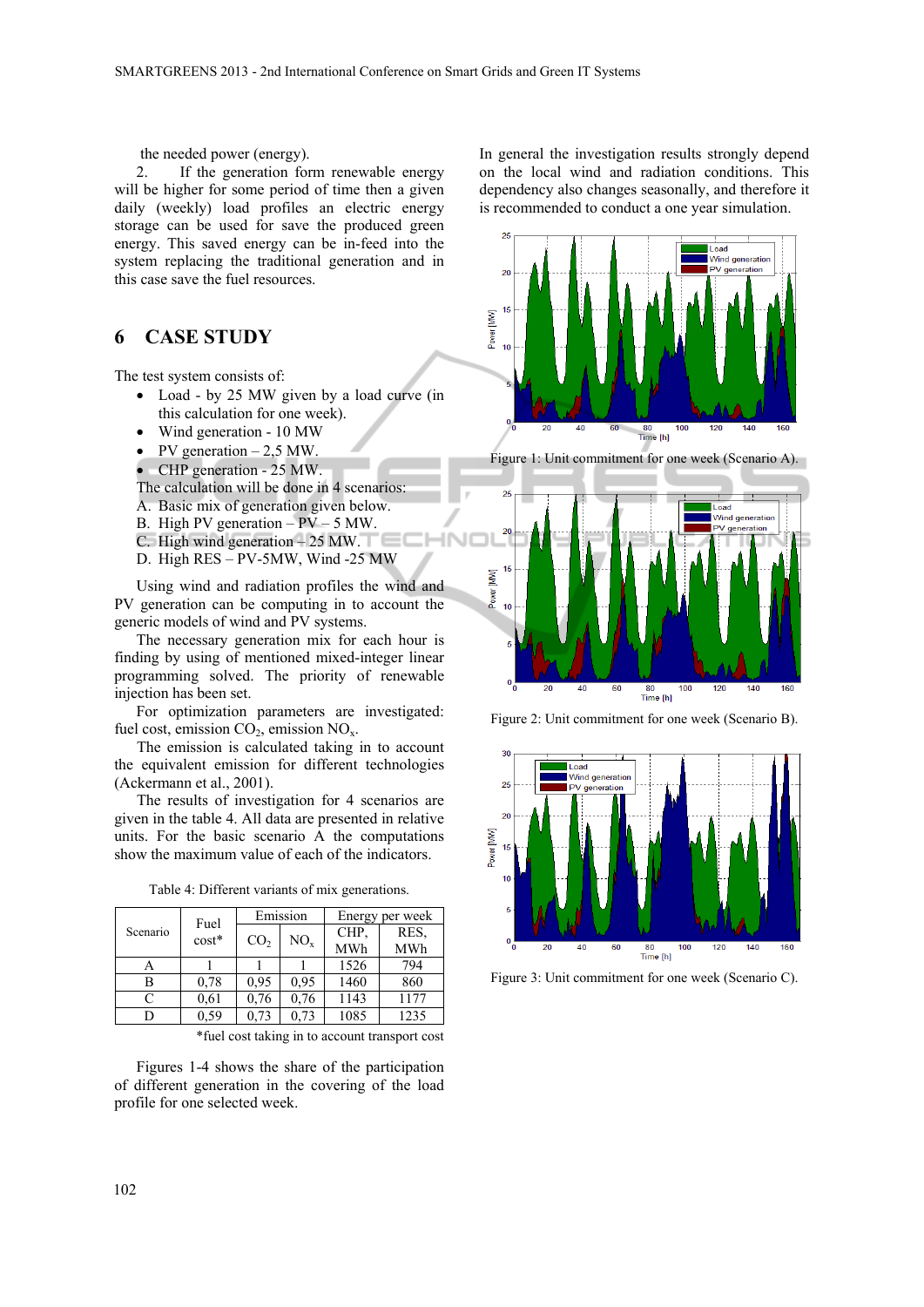the needed power (energy).

2. If the generation form renewable energy will be higher for some period of time then a given daily (weekly) load profiles an electric energy storage can be used for save the produced green energy. This saved energy can be in-feed into the system replacing the traditional generation and in this case save the fuel resources.

## 6 CASE STUDY

The test system consists of:

- Load - by 25 MW given by a load curve (in this calculation for one week).
- Wind generation - 10 MW
- PV generation – 2,5 MW.
- CHP generation - 25 MW.

The calculation will be done in 4 scenarios:

A. Basic mix of generation given below.
B. High PV generation – PV – 5 MW.
C. High wind generation – 25 MW.
D. High RES – PV-5MW, Wind -25 MW

Using wind and radiation profiles the wind and PV generation can be computing in to account the generic models of wind and PV systems.

The necessary generation mix for each hour is finding by using of mentioned mixed-integer linear programming solved. The priority of renewable injection has been set.

For optimization parameters are investigated: fuel cost, emission $CO_2$, emission $NO_x$.

The emission is calculated taking in to account the equivalent emission for different technologies (Ackermann et al., 2001).

The results of investigation for 4 scenarios are given in the table 4. All data are presented in relative units. For the basic scenario A the computations show the maximum value of each of the indicators.

Table 4: Different variants of mix generations.

| Scenario | Fuel cost* | Emission | | Energy per week | |
|---|---|---|---|---|---|
| | | $CO_2$ | $NO_x$ | CHP, MWh | RES, MWh |
| A | 1 | 1 | 1 | 1526 | 794 |
| B | 0,78 | 0,95 | 0,95 | 1460 | 860 |
| C | 0,61 | 0,76 | 0,76 | 1143 | 1177 |
| D | 0,59 | 0,73 | 0,73 | 1085 | 1235 |

*fuel cost taking in to account transport cost

Figures 1-4 shows the share of the participation of different generation in the covering of the load profile for one selected week.

In general the investigation results strongly depend on the local wind and radiation conditions. This dependency also changes seasonally, and therefore it is recommended to conduct a one year simulation.

Figure 1: Unit commitment for one week (Scenario A).

Figure 2: Unit commitment for one week (Scenario B).

Figure 3: Unit commitment for one week (Scenario C).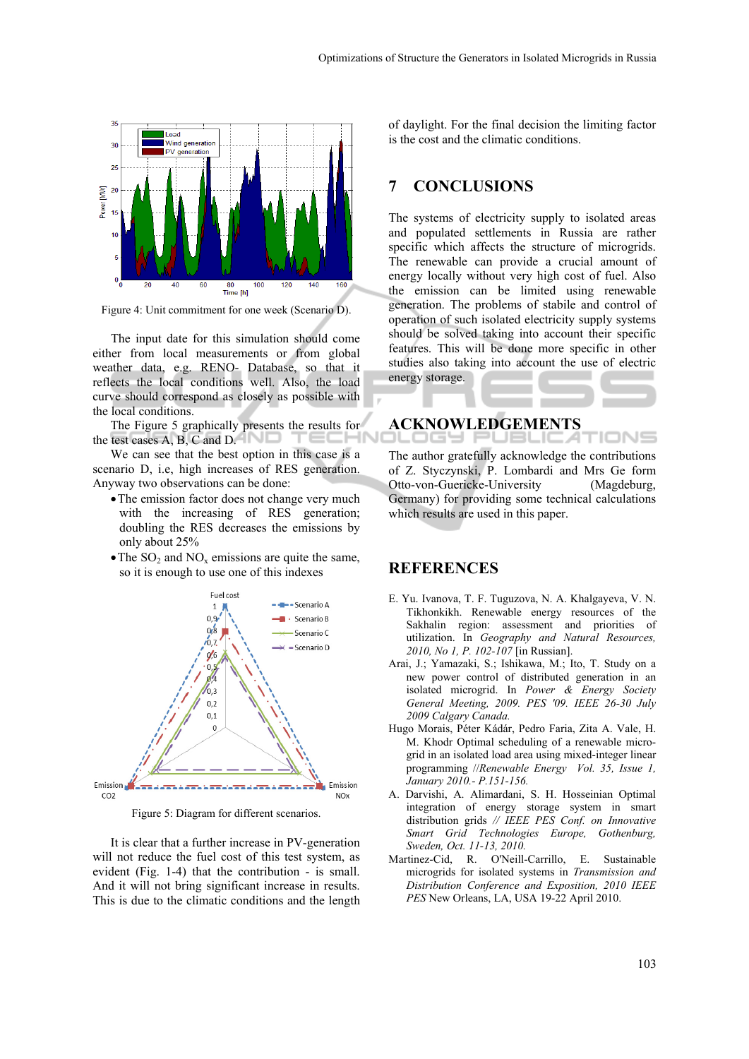Figure 4: Unit commitment for one week (Scenario D).

The input date for this simulation should come either from local measurements or from global weather data, e.g. RENO- Database, so that it reflects the local conditions well. Also, the load curve should correspond as closely as possible with the local conditions.

The Figure 5 graphically presents the results for the test cases A, B, C and D.

We can see that the best option in this case is a scenario D, i.e, high increases of RES generation. Anyway two observations can be done:

- The emission factor does not change very much with the increasing of RES generation; doubling the RES decreases the emissions by only about 25%
- The $SO_2$ and $NO_x$ emissions are quite the same, so it is enough to use one of this indexes

Figure 5: Diagram for different scenarios.

It is clear that a further increase in PV-generation will not reduce the fuel cost of this test system, as evident (Fig. 1-4) that the contribution - is small. And it will not bring significant increase in results. This is due to the climatic conditions and the length of daylight. For the final decision the limiting factor is the cost and the climatic conditions.

## 7 CONCLUSIONS

The systems of electricity supply to isolated areas and populated settlements in Russia are rather specific which affects the structure of microgrids. The renewable can provide a crucial amount of energy locally without very high cost of fuel. Also the emission can be limited using renewable generation. The problems of stabile and control of operation of such isolated electricity supply systems should be solved taking into account their specific features. This will be done more specific in other studies also taking into account the use of electric energy storage.

## ACKNOWLEDGEMENTS

The author gratefully acknowledge the contributions of Z. Styczynski, P. Lombardi and Mrs Ge form Otto-von-Guericke-University (Magdeburg, Germany) for providing some technical calculations which results are used in this paper.

## REFERENCES

E. Yu. Ivanova, T. F. Tuguzova, N. A. Khalgayeva, V. N. Tikhonkikh. Renewable energy resources of the Sakhalin region: assessment and priorities of utilization. In *Geography and Natural Resources, 2010, No 1, P. 102-107* [in Russian].

Arai, J.; Yamazaki, S.; Ishikawa, M.; Ito, T. Study on a new power control of distributed generation in an isolated microgrid. In *Power & Energy Society General Meeting, 2009. PES '09. IEEE 26-30 July 2009 Calgary Canada.*

Hugo Morais, Péter Kádár, Pedro Faria, Zita A. Vale, H. M. Khodr Optimal scheduling of a renewable micro-grid in an isolated load area using mixed-integer linear programming //*Renewable Energy Vol. 35, Issue 1, January 2010.- P.151-156.*

A. Darvishi, A. Alimardani, S. H. Hosseinian Optimal integration of energy storage system in smart distribution grids // *IEEE PES Conf. on Innovative Smart Grid Technologies Europe, Gothenburg, Sweden, Oct. 11-13, 2010.*

Martinez-Cid, R. O'Neill-Carrillo, E. Sustainable microgrids for isolated systems in *Transmission and Distribution Conference and Exposition, 2010 IEEE PES* New Orleans, LA, USA 19-22 April 2010.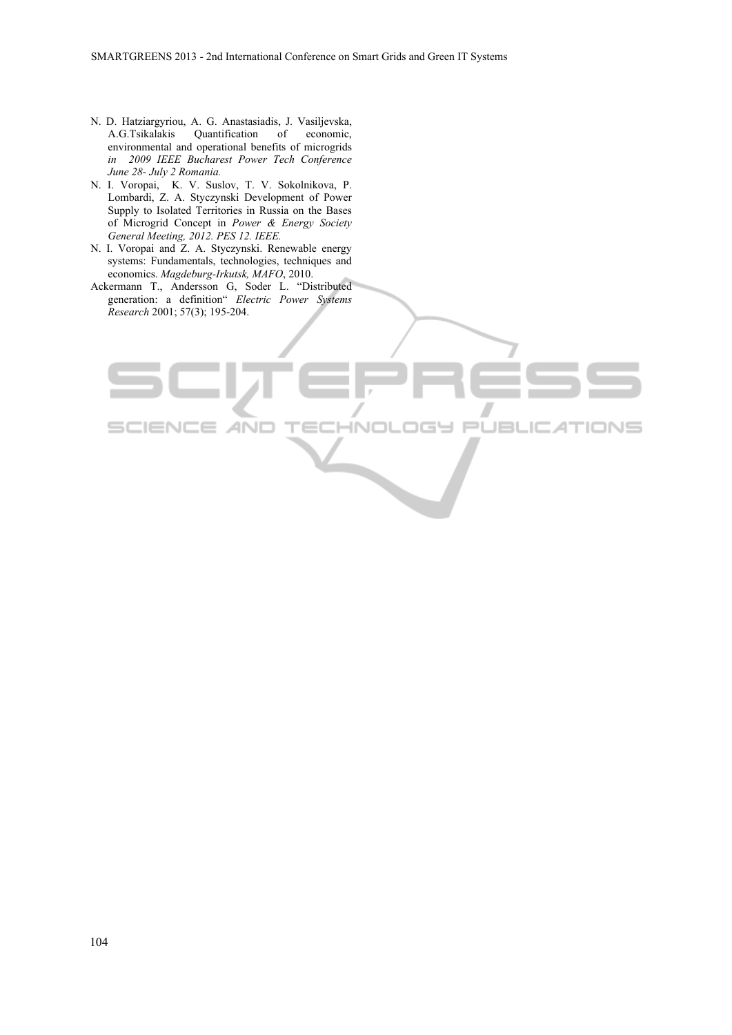N. D. Hatziargyriou, A. G. Anastasiadis, J. Vasiljevska, A.G.Tsikalakis Quantification of economic, environmental and operational benefits of microgrids *in 2009 IEEE Bucharest Power Tech Conference June 28- July 2 Romania.*

N. I. Voropai, K. V. Suslov, T. V. Sokolnikova, P. Lombardi, Z. A. Styczynski Development of Power Supply to Isolated Territories in Russia on the Bases of Microgrid Concept in *Power & Energy Society General Meeting, 2012. PES 12. IEEE.*

N. I. Voropai and Z. A. Styczynski. Renewable energy systems: Fundamentals, technologies, techniques and economics. *Magdeburg-Irkutsk, MAFO*, 2010.

Ackermann T., Andersson G, Soder L. "Distributed generation: a definition" *Electric Power Systems Research* 2001; 57(3); 195-204.